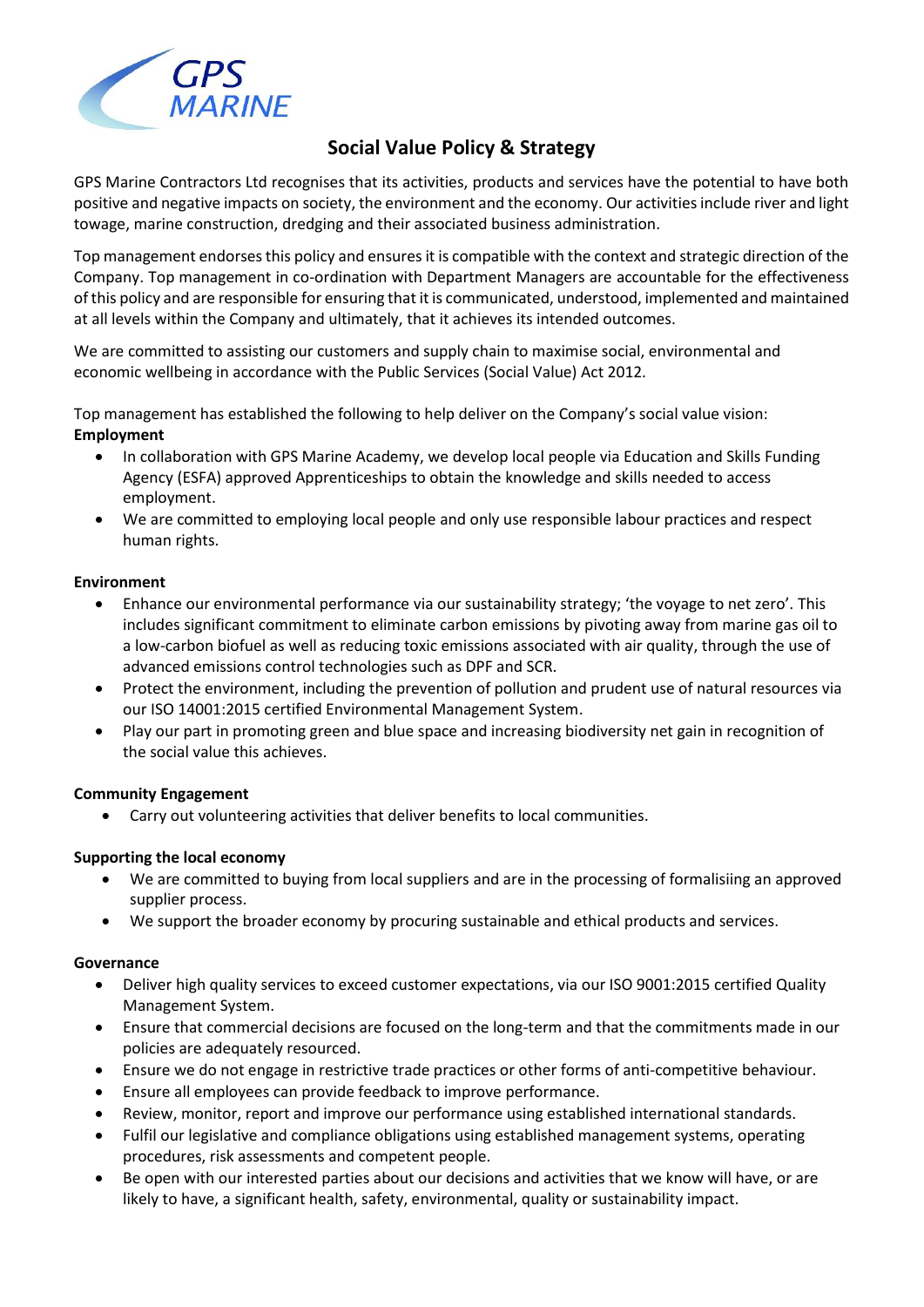GPS MARINE

# Social Value Policy & Strategy

GPS Marine Contractors Ltd recognises that its activities, products and services have the potential to have both positive and negative impacts on society, the environment and the economy. Our activities include river and light towage, marine construction, dredging and their associated business administration.

Top management endorses this policy and ensures it is compatible with the context and strategic direction of the Company. Top management in co-ordination with Department Managers are accountable for the effectiveness of this policy and are responsible for ensuring that it is communicated, understood, implemented and maintained at all levels within the Company and ultimately, that it achieves its intended outcomes.

We are committed to assisting our customers and supply chain to maximise social, environmental and economic wellbeing in accordance with the Public Services (Social Value) Act 2012.

Top management has established the following to help deliver on the Company's social value vision:

**Employment**

- In collaboration with GPS Marine Academy, we develop local people via Education and Skills Funding Agency (ESFA) approved Apprenticeships to obtain the knowledge and skills needed to access employment.
- We are committed to employing local people and only use responsible labour practices and respect human rights.

**Environment**

- Enhance our environmental performance via our sustainability strategy; 'the voyage to net zero'. This includes significant commitment to eliminate carbon emissions by pivoting away from marine gas oil to a low-carbon biofuel as well as reducing toxic emissions associated with air quality, through the use of advanced emissions control technologies such as DPF and SCR.
- Protect the environment, including the prevention of pollution and prudent use of natural resources via our ISO 14001:2015 certified Environmental Management System.
- Play our part in promoting green and blue space and increasing biodiversity net gain in recognition of the social value this achieves.

**Community Engagement**

- Carry out volunteering activities that deliver benefits to local communities.

**Supporting the local economy**

- We are committed to buying from local suppliers and are in the processing of formalisiing an approved supplier process.
- We support the broader economy by procuring sustainable and ethical products and services.

**Governance**

- Deliver high quality services to exceed customer expectations, via our ISO 9001:2015 certified Quality Management System.
- Ensure that commercial decisions are focused on the long-term and that the commitments made in our policies are adequately resourced.
- Ensure we do not engage in restrictive trade practices or other forms of anti-competitive behaviour.
- Ensure all employees can provide feedback to improve performance.
- Review, monitor, report and improve our performance using established international standards.
- Fulfil our legislative and compliance obligations using established management systems, operating procedures, risk assessments and competent people.
- Be open with our interested parties about our decisions and activities that we know will have, or are likely to have, a significant health, safety, environmental, quality or sustainability impact.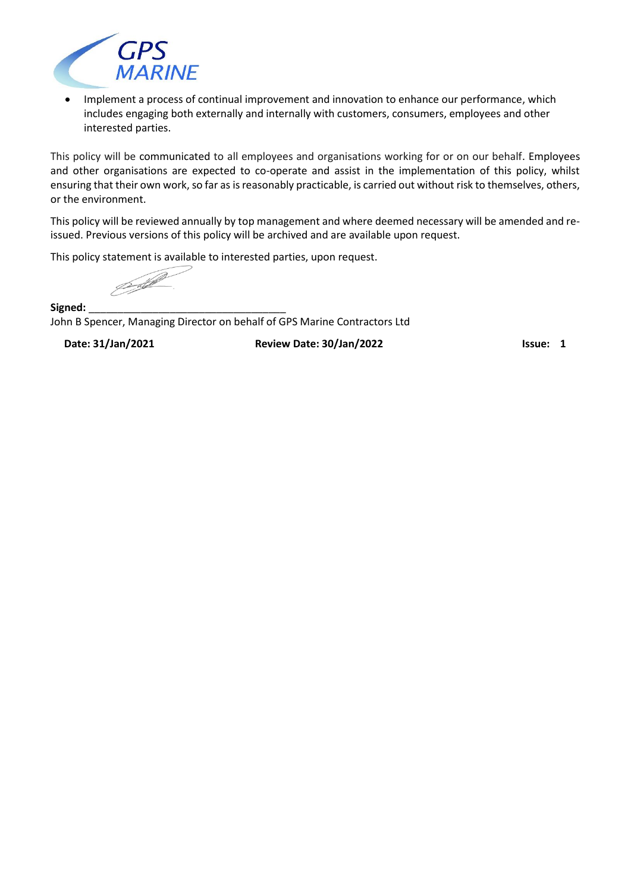- Implement a process of continual improvement and innovation to enhance our performance, which includes engaging both externally and internally with customers, consumers, employees and other interested parties.

This policy will be communicated to all employees and organisations working for or on our behalf. Employees and other organisations are expected to co-operate and assist in the implementation of this policy, whilst ensuring that their own work, so far as is reasonably practicable, is carried out without risk to themselves, others, or the environment.

This policy will be reviewed annually by top management and where deemed necessary will be amended and re-issued. Previous versions of this policy will be archived and are available upon request.

This policy statement is available to interested parties, upon request.

**Signed:** ________________________________

John B Spencer, Managing Director on behalf of GPS Marine Contractors Ltd

**Date: 31/Jan/2021** **Review Date: 30/Jan/2022** **Issue: 1**